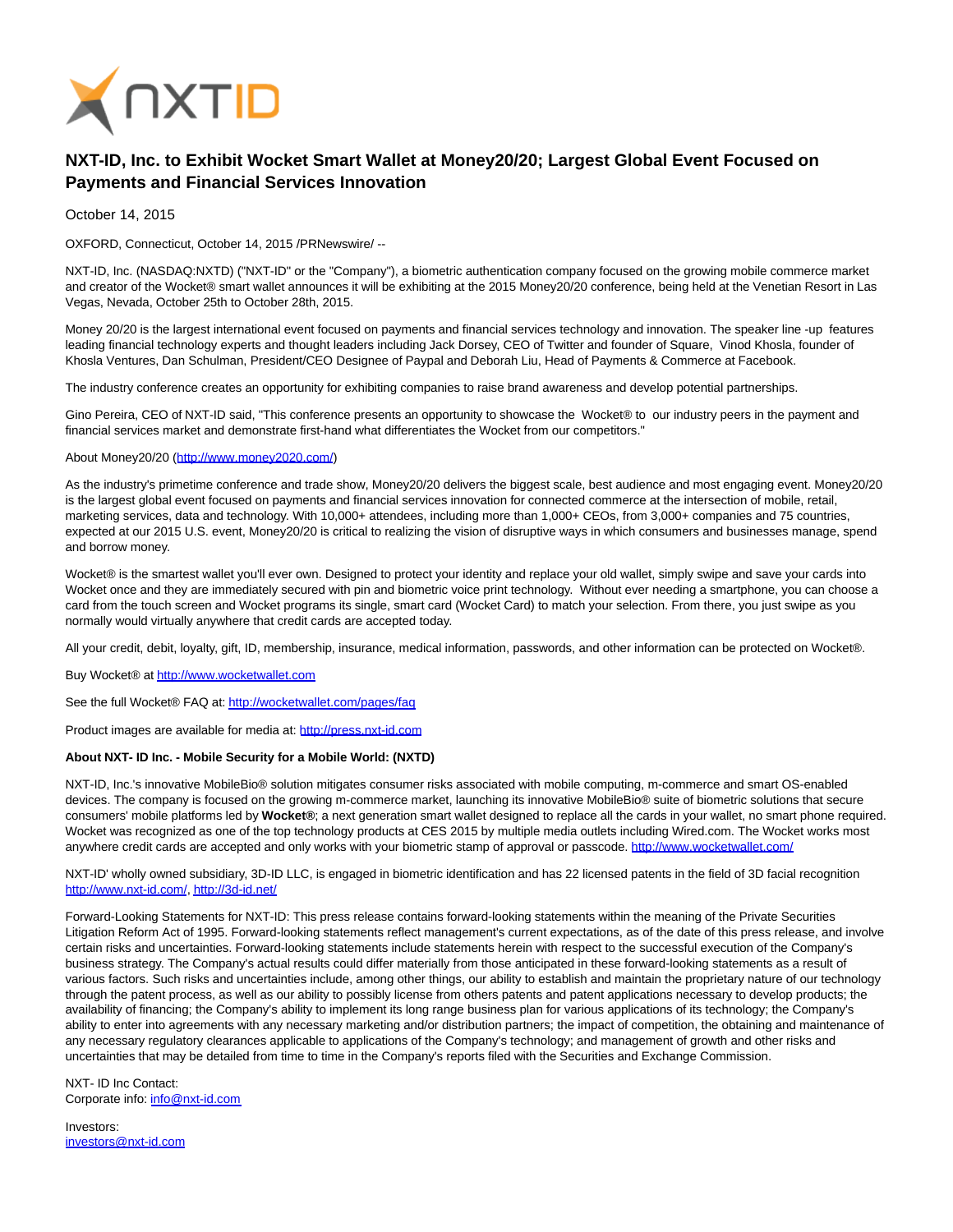# NXT-ID, Inc. to Exhibit Wocket Smart Wallet at Money20/20; Largest Global Event Focused on Payments and Financial Services Innovation

October 14, 2015

OXFORD, Connecticut, October 14, 2015 /PRNewswire/ --

NXT-ID, Inc. (NASDAQ:NXTD) ("NXT-ID" or the "Company"), a biometric authentication company focused on the growing mobile commerce market and creator of the Wocket® smart wallet announces it will be exhibiting at the 2015 Money20/20 conference, being held at the Venetian Resort in Las Vegas, Nevada, October 25th to October 28th, 2015.

Money 20/20 is the largest international event focused on payments and financial services technology and innovation. The speaker line -up features leading financial technology experts and thought leaders including Jack Dorsey, CEO of Twitter and founder of Square, Vinod Khosla, founder of Khosla Ventures, Dan Schulman, President/CEO Designee of Paypal and Deborah Liu, Head of Payments & Commerce at Facebook.

The industry conference creates an opportunity for exhibiting companies to raise brand awareness and develop potential partnerships.

Gino Pereira, CEO of NXT-ID said, "This conference presents an opportunity to showcase the Wocket® to our industry peers in the payment and financial services market and demonstrate first-hand what differentiates the Wocket from our competitors."

About Money20/20 (http://www.money2020.com/)

As the industry's primetime conference and trade show, Money20/20 delivers the biggest scale, best audience and most engaging event. Money20/20 is the largest global event focused on payments and financial services innovation for connected commerce at the intersection of mobile, retail, marketing services, data and technology. With 10,000+ attendees, including more than 1,000+ CEOs, from 3,000+ companies and 75 countries, expected at our 2015 U.S. event, Money20/20 is critical to realizing the vision of disruptive ways in which consumers and businesses manage, spend and borrow money.

Wocket® is the smartest wallet you'll ever own. Designed to protect your identity and replace your old wallet, simply swipe and save your cards into Wocket once and they are immediately secured with pin and biometric voice print technology. Without ever needing a smartphone, you can choose a card from the touch screen and Wocket programs its single, smart card (Wocket Card) to match your selection. From there, you just swipe as you normally would virtually anywhere that credit cards are accepted today.

All your credit, debit, loyalty, gift, ID, membership, insurance, medical information, passwords, and other information can be protected on Wocket®.

Buy Wocket® at http://www.wocketwallet.com

See the full Wocket® FAQ at: http://wocketwallet.com/pages/faq

Product images are available for media at: http://press.nxt-id.com

**About NXT- ID Inc. - Mobile Security for a Mobile World: (NXTD)**

NXT-ID, Inc.'s innovative MobileBio® solution mitigates consumer risks associated with mobile computing, m-commerce and smart OS-enabled devices. The company is focused on the growing m-commerce market, launching its innovative MobileBio® suite of biometric solutions that secure consumers' mobile platforms led by **Wocket®**; a next generation smart wallet designed to replace all the cards in your wallet, no smart phone required. Wocket was recognized as one of the top technology products at CES 2015 by multiple media outlets including Wired.com. The Wocket works most anywhere credit cards are accepted and only works with your biometric stamp of approval or passcode. http://www.wocketwallet.com/

NXT-ID' wholly owned subsidiary, 3D-ID LLC, is engaged in biometric identification and has 22 licensed patents in the field of 3D facial recognition http://www.nxt-id.com/, http://3d-id.net/

Forward-Looking Statements for NXT-ID: This press release contains forward-looking statements within the meaning of the Private Securities Litigation Reform Act of 1995. Forward-looking statements reflect management's current expectations, as of the date of this press release, and involve certain risks and uncertainties. Forward-looking statements include statements herein with respect to the successful execution of the Company's business strategy. The Company's actual results could differ materially from those anticipated in these forward-looking statements as a result of various factors. Such risks and uncertainties include, among other things, our ability to establish and maintain the proprietary nature of our technology through the patent process, as well as our ability to possibly license from others patents and patent applications necessary to develop products; the availability of financing; the Company's ability to implement its long range business plan for various applications of its technology; the Company's ability to enter into agreements with any necessary marketing and/or distribution partners; the impact of competition, the obtaining and maintenance of any necessary regulatory clearances applicable to applications of the Company's technology; and management of growth and other risks and uncertainties that may be detailed from time to time in the Company's reports filed with the Securities and Exchange Commission.

NXT- ID Inc Contact:
Corporate info: info@nxt-id.com

Investors:
investors@nxt-id.com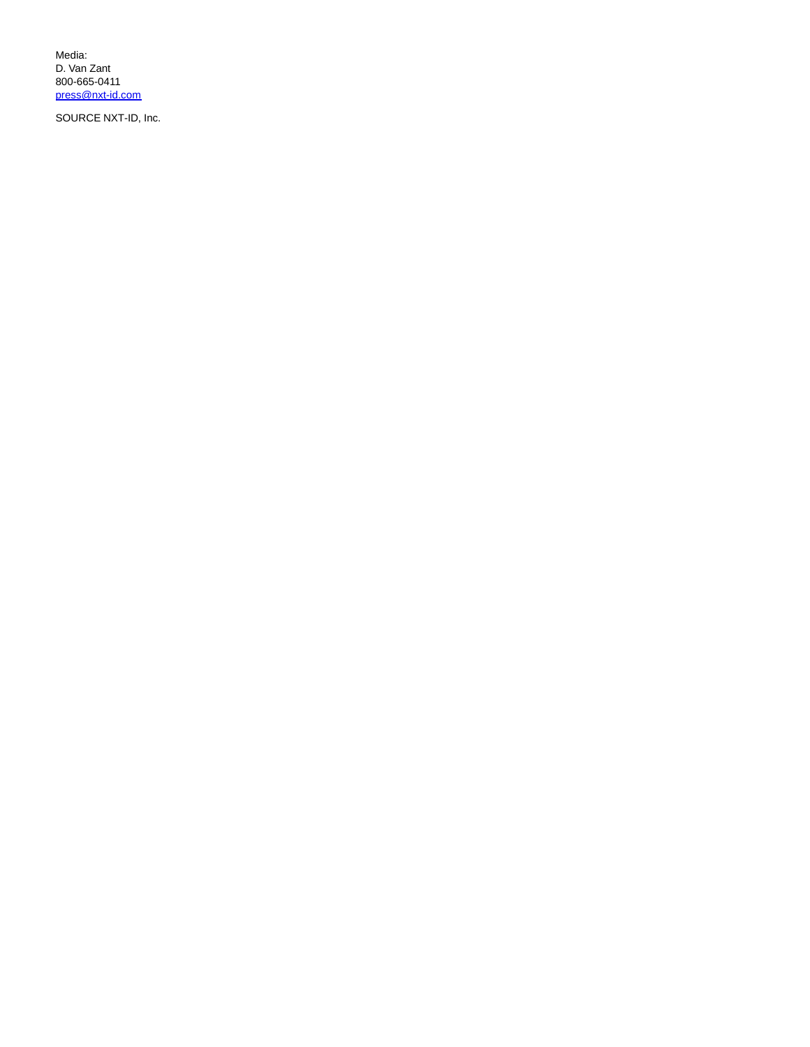Media:
D. Van Zant
800-665-0411
press@nxt-id.com

SOURCE NXT-ID, Inc.